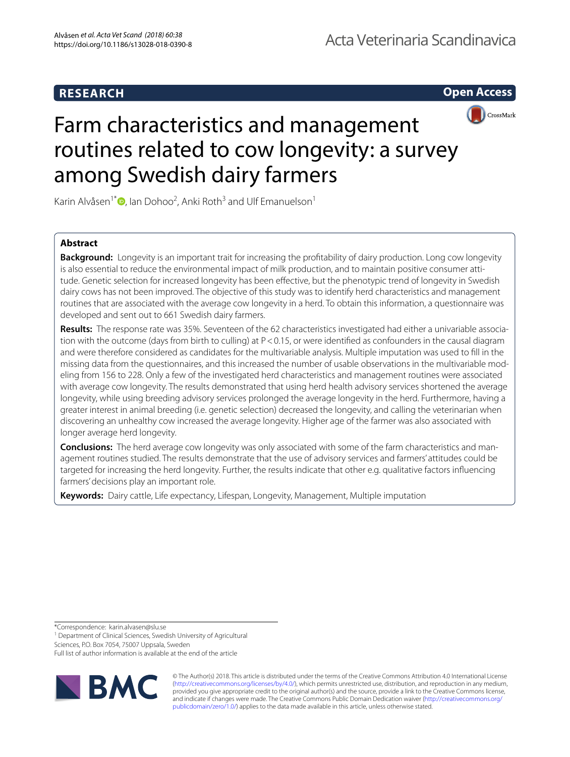RESEARCH

Open Access

# Farm characteristics and management routines related to cow longevity: a survey among Swedish dairy farmers

Karin Alvåsen[1*], Ian Dohoo[2], Anki Roth[3] and Ulf Emanuelson[1]

## Abstract

**Background:** Longevity is an important trait for increasing the profitability of dairy production. Long cow longevity is also essential to reduce the environmental impact of milk production, and to maintain positive consumer attitude. Genetic selection for increased longevity has been effective, but the phenotypic trend of longevity in Swedish dairy cows has not been improved. The objective of this study was to identify herd characteristics and management routines that are associated with the average cow longevity in a herd. To obtain this information, a questionnaire was developed and sent out to 661 Swedish dairy farmers.

**Results:** The response rate was 35%. Seventeen of the 62 characteristics investigated had either a univariable association with the outcome (days from birth to culling) at $P<0.15$, or were identified as confounders in the causal diagram and were therefore considered as candidates for the multivariable analysis. Multiple imputation was used to fill in the missing data from the questionnaires, and this increased the number of usable observations in the multivariable modeling from 156 to 228. Only a few of the investigated herd characteristics and management routines were associated with average cow longevity. The results demonstrated that using herd health advisory services shortened the average longevity, while using breeding advisory services prolonged the average longevity in the herd. Furthermore, having a greater interest in animal breeding (i.e. genetic selection) decreased the longevity, and calling the veterinarian when discovering an unhealthy cow increased the average longevity. Higher age of the farmer was also associated with longer average herd longevity.

**Conclusions:** The herd average cow longevity was only associated with some of the farm characteristics and management routines studied. The results demonstrate that the use of advisory services and farmers' attitudes could be targeted for increasing the herd longevity. Further, the results indicate that other e.g. qualitative factors influencing farmers' decisions play an important role.

**Keywords:** Dairy cattle, Life expectancy, Lifespan, Longevity, Management, Multiple imputation

*Correspondence: karin.alvasen@slu.se
[1] Department of Clinical Sciences, Swedish University of Agricultural Sciences, P.O. Box 7054, 75007 Uppsala, Sweden
Full list of author information is available at the end of the article

© The Author(s) 2018. This article is distributed under the terms of the Creative Commons Attribution 4.0 International License (http://creativecommons.org/licenses/by/4.0/), which permits unrestricted use, distribution, and reproduction in any medium, provided you give appropriate credit to the original author(s) and the source, provide a link to the Creative Commons license, and indicate if changes were made. The Creative Commons Public Domain Dedication waiver (http://creativecommons.org/publicdomain/zero/1.0/) applies to the data made available in this article, unless otherwise stated.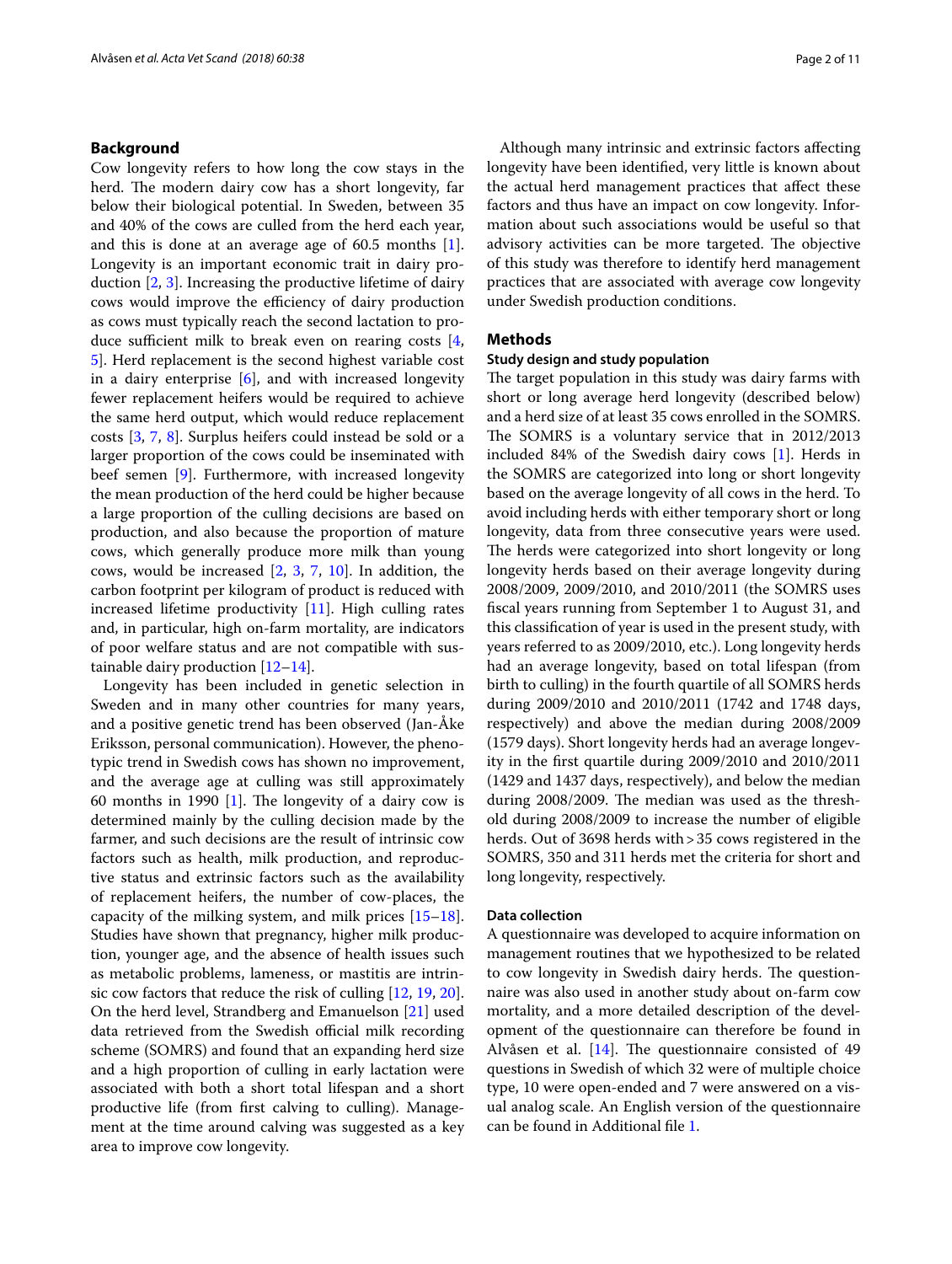## Background

Cow longevity refers to how long the cow stays in the herd. The modern dairy cow has a short longevity, far below their biological potential. In Sweden, between 35 and 40% of the cows are culled from the herd each year, and this is done at an average age of 60.5 months [1]. Longevity is an important economic trait in dairy production [2, 3]. Increasing the productive lifetime of dairy cows would improve the efficiency of dairy production as cows must typically reach the second lactation to produce sufficient milk to break even on rearing costs [4, 5]. Herd replacement is the second highest variable cost in a dairy enterprise [6], and with increased longevity fewer replacement heifers would be required to achieve the same herd output, which would reduce replacement costs [3, 7, 8]. Surplus heifers could instead be sold or a larger proportion of the cows could be inseminated with beef semen [9]. Furthermore, with increased longevity the mean production of the herd could be higher because a large proportion of the culling decisions are based on production, and also because the proportion of mature cows, which generally produce more milk than young cows, would be increased [2, 3, 7, 10]. In addition, the carbon footprint per kilogram of product is reduced with increased lifetime productivity [11]. High culling rates and, in particular, high on-farm mortality, are indicators of poor welfare status and are not compatible with sustainable dairy production [12–14].

Longevity has been included in genetic selection in Sweden and in many other countries for many years, and a positive genetic trend has been observed (Jan-Åke Eriksson, personal communication). However, the phenotypic trend in Swedish cows has shown no improvement, and the average age at culling was still approximately 60 months in 1990 [1]. The longevity of a dairy cow is determined mainly by the culling decision made by the farmer, and such decisions are the result of intrinsic cow factors such as health, milk production, and reproductive status and extrinsic factors such as the availability of replacement heifers, the number of cow-places, the capacity of the milking system, and milk prices [15–18]. Studies have shown that pregnancy, higher milk production, younger age, and the absence of health issues such as metabolic problems, lameness, or mastitis are intrinsic cow factors that reduce the risk of culling [12, 19, 20]. On the herd level, Strandberg and Emanuelson [21] used data retrieved from the Swedish official milk recording scheme (SOMRS) and found that an expanding herd size and a high proportion of culling in early lactation were associated with both a short total lifespan and a short productive life (from first calving to culling). Management at the time around calving was suggested as a key area to improve cow longevity.

Although many intrinsic and extrinsic factors affecting longevity have been identified, very little is known about the actual herd management practices that affect these factors and thus have an impact on cow longevity. Information about such associations would be useful so that advisory activities can be more targeted. The objective of this study was therefore to identify herd management practices that are associated with average cow longevity under Swedish production conditions.

## Methods

### Study design and study population

The target population in this study was dairy farms with short or long average herd longevity (described below) and a herd size of at least 35 cows enrolled in the SOMRS. The SOMRS is a voluntary service that in 2012/2013 included 84% of the Swedish dairy cows [1]. Herds in the SOMRS are categorized into long or short longevity based on the average longevity of all cows in the herd. To avoid including herds with either temporary short or long longevity, data from three consecutive years were used. The herds were categorized into short longevity or long longevity herds based on their average longevity during 2008/2009, 2009/2010, and 2010/2011 (the SOMRS uses fiscal years running from September 1 to August 31, and this classification of year is used in the present study, with years referred to as 2009/2010, etc.). Long longevity herds had an average longevity, based on total lifespan (from birth to culling) in the fourth quartile of all SOMRS herds during 2009/2010 and 2010/2011 (1742 and 1748 days, respectively) and above the median during 2008/2009 (1579 days). Short longevity herds had an average longevity in the first quartile during 2009/2010 and 2010/2011 (1429 and 1437 days, respectively), and below the median during 2008/2009. The median was used as the threshold during 2008/2009 to increase the number of eligible herds. Out of 3698 herds with > 35 cows registered in the SOMRS, 350 and 311 herds met the criteria for short and long longevity, respectively.

### Data collection

A questionnaire was developed to acquire information on management routines that we hypothesized to be related to cow longevity in Swedish dairy herds. The questionnaire was also used in another study about on-farm cow mortality, and a more detailed description of the development of the questionnaire can therefore be found in Alvåsen et al. [14]. The questionnaire consisted of 49 questions in Swedish of which 32 were of multiple choice type, 10 were open-ended and 7 were answered on a visual analog scale. An English version of the questionnaire can be found in Additional file 1.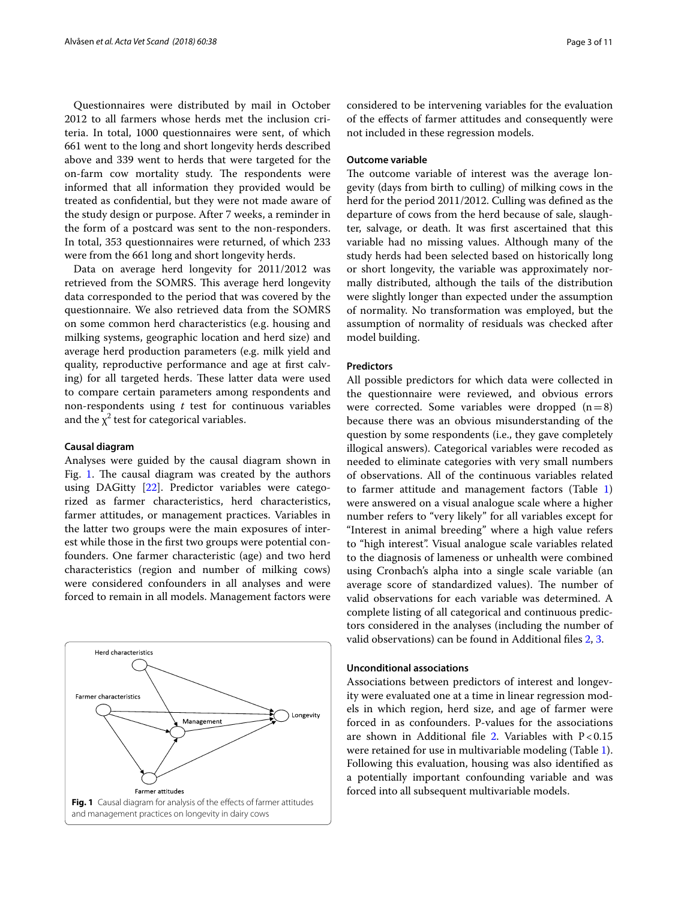Questionnaires were distributed by mail in October 2012 to all farmers whose herds met the inclusion criteria. In total, 1000 questionnaires were sent, of which 661 went to the long and short longevity herds described above and 339 went to herds that were targeted for the on-farm cow mortality study. The respondents were informed that all information they provided would be treated as confidential, but they were not made aware of the study design or purpose. After 7 weeks, a reminder in the form of a postcard was sent to the non-responders. In total, 353 questionnaires were returned, of which 233 were from the 661 long and short longevity herds.

Data on average herd longevity for 2011/2012 was retrieved from the SOMRS. This average herd longevity data corresponded to the period that was covered by the questionnaire. We also retrieved data from the SOMRS on some common herd characteristics (e.g. housing and milking systems, geographic location and herd size) and average herd production parameters (e.g. milk yield and quality, reproductive performance and age at first calving) for all targeted herds. These latter data were used to compare certain parameters among respondents and non-respondents using *t* test for continuous variables and the $\chi^2$ test for categorical variables.

### Causal diagram

Analyses were guided by the causal diagram shown in Fig. 1. The causal diagram was created by the authors using DAGitty [22]. Predictor variables were categorized as farmer characteristics, herd characteristics, farmer attitudes, or management practices. Variables in the latter two groups were the main exposures of interest while those in the first two groups were potential confounders. One farmer characteristic (age) and two herd characteristics (region and number of milking cows) were considered confounders in all analyses and were forced to remain in all models. Management factors were considered to be intervening variables for the evaluation of the effects of farmer attitudes and consequently were not included in these regression models.

**Fig. 1** Causal diagram for analysis of the effects of farmer attitudes and management practices on longevity in dairy cows

### Outcome variable

The outcome variable of interest was the average longevity (days from birth to culling) of milking cows in the herd for the period 2011/2012. Culling was defined as the departure of cows from the herd because of sale, slaughter, salvage, or death. It was first ascertained that this variable had no missing values. Although many of the study herds had been selected based on historically long or short longevity, the variable was approximately normally distributed, although the tails of the distribution were slightly longer than expected under the assumption of normality. No transformation was employed, but the assumption of normality of residuals was checked after model building.

### Predictors

All possible predictors for which data were collected in the questionnaire were reviewed, and obvious errors were corrected. Some variables were dropped (n = 8) because there was an obvious misunderstanding of the question by some respondents (i.e., they gave completely illogical answers). Categorical variables were recoded as needed to eliminate categories with very small numbers of observations. All of the continuous variables related to farmer attitude and management factors (Table 1) were answered on a visual analogue scale where a higher number refers to "very likely" for all variables except for "Interest in animal breeding" where a high value refers to "high interest". Visual analogue scale variables related to the diagnosis of lameness or unhealth were combined using Cronbach's alpha into a single scale variable (an average score of standardized values). The number of valid observations for each variable was determined. A complete listing of all categorical and continuous predictors considered in the analyses (including the number of valid observations) can be found in Additional files 2, 3.

### Unconditional associations

Associations between predictors of interest and longevity were evaluated one at a time in linear regression models in which region, herd size, and age of farmer were forced in as confounders. P-values for the associations are shown in Additional file 2. Variables with $P < 0.15$ were retained for use in multivariable modeling (Table 1). Following this evaluation, housing was also identified as a potentially important confounding variable and was forced into all subsequent multivariable models.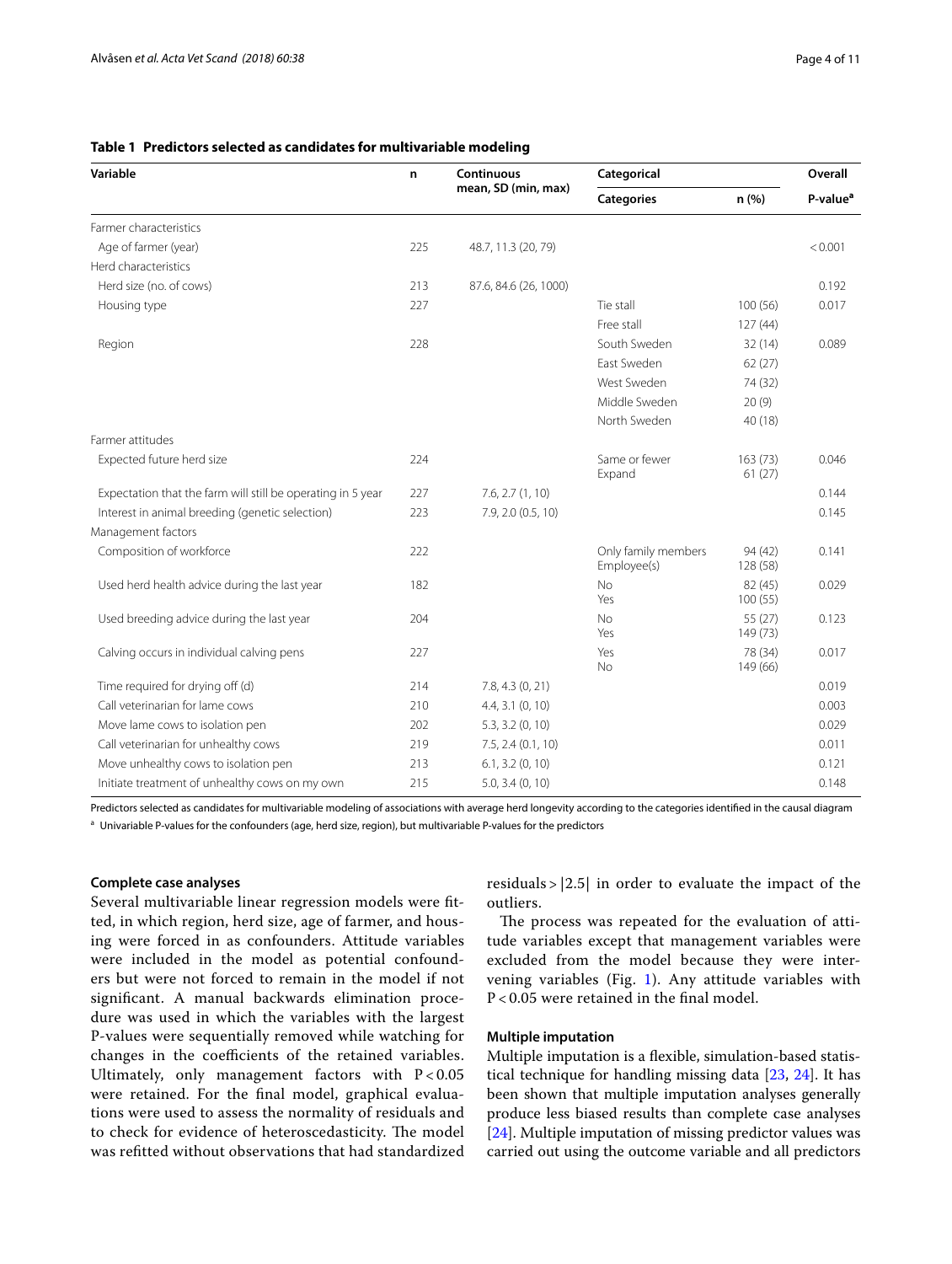**Table 1 Predictors selected as candidates for multivariable modeling**

| Variable | n | Continuous | Categorical | | Overall |
|---|---|---|---|---|---|
| | | mean, SD (min, max) | Categories | n (%) | P-value[a] |
| Farmer characteristics | | | | | |
| Age of farmer (year) | 225 | 48.7, 11.3 (20, 79) | | | < 0.001 |
| Herd characteristics | | | | | |
| Herd size (no. of cows) | 213 | 87.6, 84.6 (26, 1000) | | | 0.192 |
| Housing type | 227 | | Tie stall | 100 (56) | 0.017 |
| | | | Free stall | 127 (44) | |
| Region | 228 | | South Sweden | 32 (14) | 0.089 |
| | | | East Sweden | 62 (27) | |
| | | | West Sweden | 74 (32) | |
| | | | Middle Sweden | 20 (9) | |
| | | | North Sweden | 40 (18) | |
| Farmer attitudes | | | | | |
| Expected future herd size | 224 | | Same or fewer<br>Expand | 163 (73)<br>61 (27) | 0.046 |
| Expectation that the farm will still be operating in 5 year | 227 | 7.6, 2.7 (1, 10) | | | 0.144 |
| Interest in animal breeding (genetic selection) | 223 | 7.9, 2.0 (0.5, 10) | | | 0.145 |
| Management factors | | | | | |
| Composition of workforce | 222 | | Only family members<br>Employee(s) | 94 (42)<br>128 (58) | 0.141 |
| Used herd health advice during the last year | 182 | | No<br>Yes | 82 (45)<br>100 (55) | 0.029 |
| Used breeding advice during the last year | 204 | | No<br>Yes | 55 (27)<br>149 (73) | 0.123 |
| Calving occurs in individual calving pens | 227 | | Yes<br>No | 78 (34)<br>149 (66) | 0.017 |
| Time required for drying off (d) | 214 | 7.8, 4.3 (0, 21) | | | 0.019 |
| Call veterinarian for lame cows | 210 | 4.4, 3.1 (0, 10) | | | 0.003 |
| Move lame cows to isolation pen | 202 | 5.3, 3.2 (0, 10) | | | 0.029 |
| Call veterinarian for unhealthy cows | 219 | 7.5, 2.4 (0.1, 10) | | | 0.011 |
| Move unhealthy cows to isolation pen | 213 | 6.1, 3.2 (0, 10) | | | 0.121 |
| Initiate treatment of unhealthy cows on my own | 215 | 5.0, 3.4 (0, 10) | | | 0.148 |

Predictors selected as candidates for multivariable modeling of associations with average herd longevity according to the categories identified in the causal diagram

[a] Univariable P-values for the confounders (age, herd size, region), but multivariable P-values for the predictors

### Complete case analyses

Several multivariable linear regression models were fitted, in which region, herd size, age of farmer, and housing were forced in as confounders. Attitude variables were included in the model as potential confounders but were not forced to remain in the model if not significant. A manual backwards elimination procedure was used in which the variables with the largest P-values were sequentially removed while watching for changes in the coefficients of the retained variables. Ultimately, only management factors with $P < 0.05$ were retained. For the final model, graphical evaluations were used to assess the normality of residuals and to check for evidence of heteroscedasticity. The model was refitted without observations that had standardized residuals $> |2.5|$ in order to evaluate the impact of the outliers.

The process was repeated for the evaluation of attitude variables except that management variables were excluded from the model because they were intervening variables (Fig. 1). Any attitude variables with $P < 0.05$ were retained in the final model.

### Multiple imputation

Multiple imputation is a flexible, simulation-based statistical technique for handling missing data [23, 24]. It has been shown that multiple imputation analyses generally produce less biased results than complete case analyses [24]. Multiple imputation of missing predictor values was carried out using the outcome variable and all predictors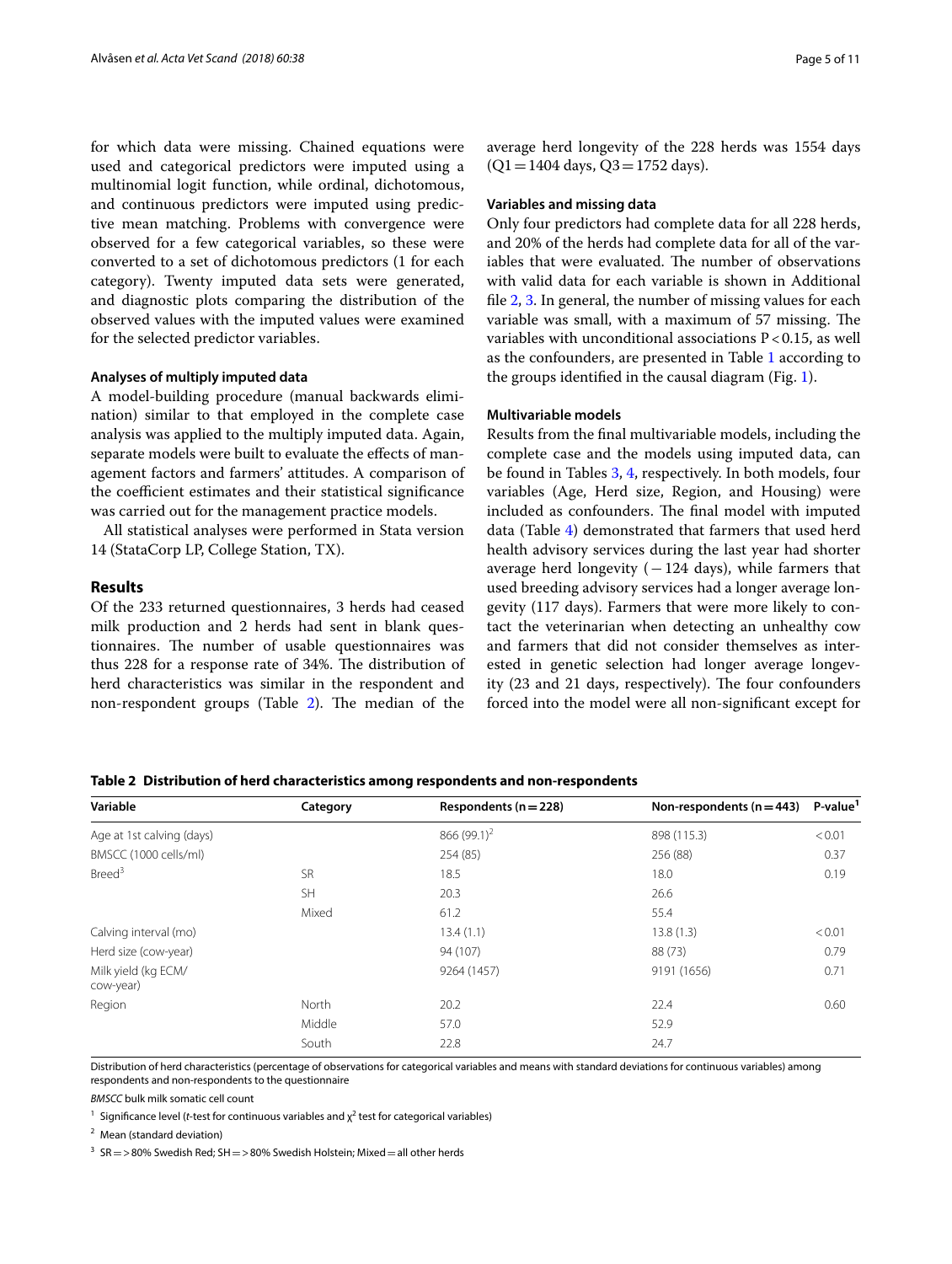for which data were missing. Chained equations were used and categorical predictors were imputed using a multinomial logit function, while ordinal, dichotomous, and continuous predictors were imputed using predictive mean matching. Problems with convergence were observed for a few categorical variables, so these were converted to a set of dichotomous predictors (1 for each category). Twenty imputed data sets were generated, and diagnostic plots comparing the distribution of the observed values with the imputed values were examined for the selected predictor variables.

#### Analyses of multiply imputed data

A model-building procedure (manual backwards elimination) similar to that employed in the complete case analysis was applied to the multiply imputed data. Again, separate models were built to evaluate the effects of management factors and farmers' attitudes. A comparison of the coefficient estimates and their statistical significance was carried out for the management practice models.

All statistical analyses were performed in Stata version 14 (StataCorp LP, College Station, TX).

## Results

Of the 233 returned questionnaires, 3 herds had ceased milk production and 2 herds had sent in blank questionnaires. The number of usable questionnaires was thus 228 for a response rate of 34%. The distribution of herd characteristics was similar in the respondent and non-respondent groups (Table 2). The median of the average herd longevity of the 228 herds was 1554 days (Q1 = 1404 days, Q3 = 1752 days).

#### Variables and missing data

Only four predictors had complete data for all 228 herds, and 20% of the herds had complete data for all of the variables that were evaluated. The number of observations with valid data for each variable is shown in Additional file 2, 3. In general, the number of missing values for each variable was small, with a maximum of 57 missing. The variables with unconditional associations $P < 0.15$, as well as the confounders, are presented in Table 1 according to the groups identified in the causal diagram (Fig. 1).

#### Multivariable models

Results from the final multivariable models, including the complete case and the models using imputed data, can be found in Tables 3, 4, respectively. In both models, four variables (Age, Herd size, Region, and Housing) were included as confounders. The final model with imputed data (Table 4) demonstrated that farmers that used herd health advisory services during the last year had shorter average herd longevity (−124 days), while farmers that used breeding advisory services had a longer average longevity (117 days). Farmers that were more likely to contact the veterinarian when detecting an unhealthy cow and farmers that did not consider themselves as interested in genetic selection had longer average longevity (23 and 21 days, respectively). The four confounders forced into the model were all non-significant except for

**Table 2 Distribution of herd characteristics among respondents and non-respondents**

| Variable | Category | Respondents (n = 228) | Non-respondents (n = 443) | P-value[1] |
|---|---|---|---|---|
| Age at 1st calving (days) | | 866 (99.1)[2] | 898 (115.3) | < 0.01 |
| BMSCC (1000 cells/ml) | | 254 (85) | 256 (88) | 0.37 |
| Breed[3] | SR | 18.5 | 18.0 | 0.19 |
| | SH | 20.3 | 26.6 | |
| | Mixed | 61.2 | 55.4 | |
| Calving interval (mo) | | 13.4 (1.1) | 13.8 (1.3) | < 0.01 |
| Herd size (cow-year) | | 94 (107) | 88 (73) | 0.79 |
| Milk yield (kg ECM/cow-year) | | 9264 (1457) | 9191 (1656) | 0.71 |
| Region | North | 20.2 | 22.4 | 0.60 |
| | Middle | 57.0 | 52.9 | |
| | South | 22.8 | 24.7 | |

Distribution of herd characteristics (percentage of observations for categorical variables and means with standard deviations for continuous variables) among respondents and non-respondents to the questionnaire

*BMSCC* bulk milk somatic cell count

[1] Significance level (*t*-test for continuous variables and $\chi^2$ test for categorical variables)

[2] Mean (standard deviation)

[3] SR = > 80% Swedish Red; SH = > 80% Swedish Holstein; Mixed = all other herds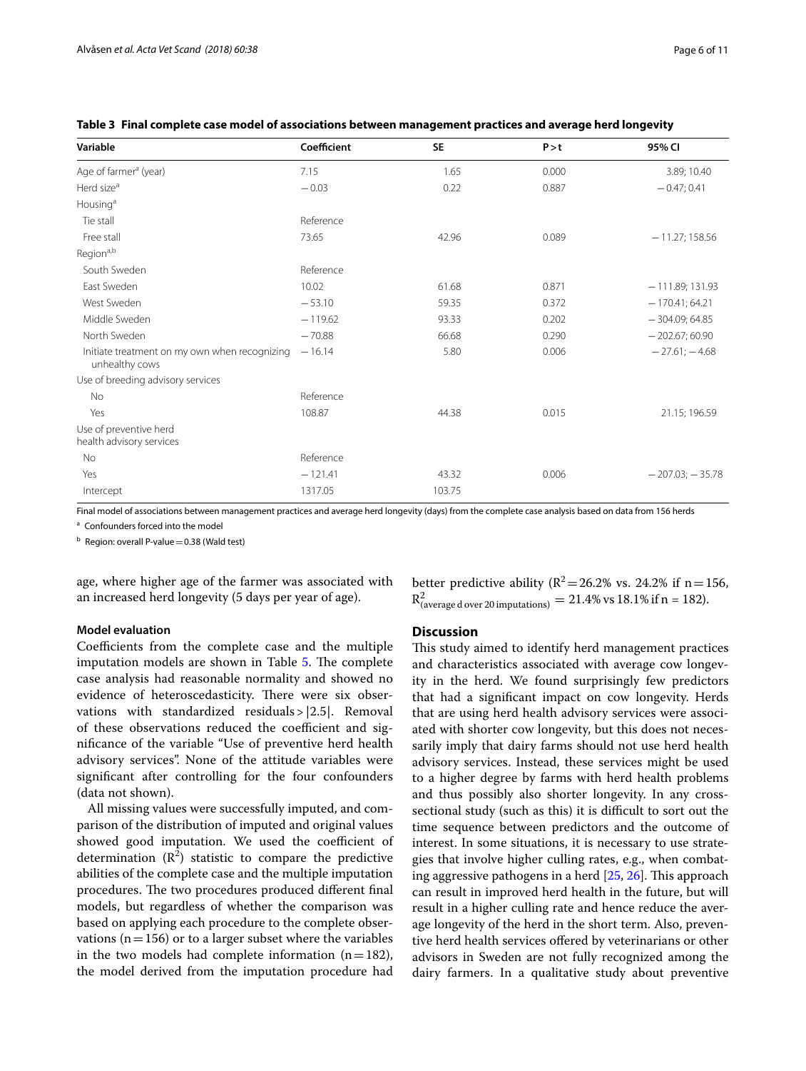**Table 3 Final complete case model of associations between management practices and average herd longevity**

| Variable | Coefficient | SE | P > t | 95% CI |
|---|---|---|---|---|
| Age of farmer[a] (year) | 7.15 | 1.65 | 0.000 | 3.89; 10.40 |
| Herd size[a] | − 0.03 | 0.22 | 0.887 | − 0.47; 0.41 |
| Housing[a] | | | | |
| Tie stall | Reference | | | |
| Free stall | 73.65 | 42.96 | 0.089 | − 11.27; 158.56 |
| Region[a,b] | | | | |
| South Sweden | Reference | | | |
| East Sweden | 10.02 | 61.68 | 0.871 | − 111.89; 131.93 |
| West Sweden | − 53.10 | 59.35 | 0.372 | − 170.41; 64.21 |
| Middle Sweden | − 119.62 | 93.33 | 0.202 | − 304.09; 64.85 |
| North Sweden | − 70.88 | 66.68 | 0.290 | − 202.67; 60.90 |
| Initiate treatment on my own when recognizing unhealthy cows | − 16.14 | 5.80 | 0.006 | − 27.61; − 4.68 |
| Use of breeding advisory services | | | | |
| No | Reference | | | |
| Yes | 108.87 | 44.38 | 0.015 | 21.15; 196.59 |
| Use of preventive herd health advisory services | | | | |
| No | Reference | | | |
| Yes | − 121.41 | 43.32 | 0.006 | − 207.03; − 35.78 |
| Intercept | 1317.05 | 103.75 | | |

Final model of associations between management practices and average herd longevity (days) from the complete case analysis based on data from 156 herds

[a] Confounders forced into the model

[b] Region: overall P-value = 0.38 (Wald test)

age, where higher age of the farmer was associated with an increased herd longevity (5 days per year of age).

### Model evaluation

Coefficients from the complete case and the multiple imputation models are shown in Table 5. The complete case analysis had reasonable normality and showed no evidence of heteroscedasticity. There were six observations with standardized residuals > |2.5|. Removal of these observations reduced the coefficient and significance of the variable "Use of preventive herd health advisory services". None of the attitude variables were significant after controlling for the four confounders (data not shown).

All missing values were successfully imputed, and comparison of the distribution of imputed and original values showed good imputation. We used the coefficient of determination ($R^2$) statistic to compare the predictive abilities of the complete case and the multiple imputation procedures. The two procedures produced different final models, but regardless of whether the comparison was based on applying each procedure to the complete observations (n = 156) or to a larger subset where the variables in the two models had complete information (n = 182), the model derived from the imputation procedure had better predictive ability ($R^2 = 26.2\%$ vs. 24.2% if n = 156, $R^2_{(\text{averaged over 20 imputations})} = 21.4\%$ vs 18.1% if n = 182).

## Discussion

This study aimed to identify herd management practices and characteristics associated with average cow longevity in the herd. We found surprisingly few predictors that had a significant impact on cow longevity. Herds that are using herd health advisory services were associated with shorter cow longevity, but this does not necessarily imply that dairy farms should not use herd health advisory services. Instead, these services might be used to a higher degree by farms with herd health problems and thus possibly also shorter longevity. In any cross-sectional study (such as this) it is difficult to sort out the time sequence between predictors and the outcome of interest. In some situations, it is necessary to use strategies that involve higher culling rates, e.g., when combating aggressive pathogens in a herd [25, 26]. This approach can result in improved herd health in the future, but will result in a higher culling rate and hence reduce the average longevity of the herd in the short term. Also, preventive herd health services offered by veterinarians or other advisors in Sweden are not fully recognized among the dairy farmers. In a qualitative study about preventive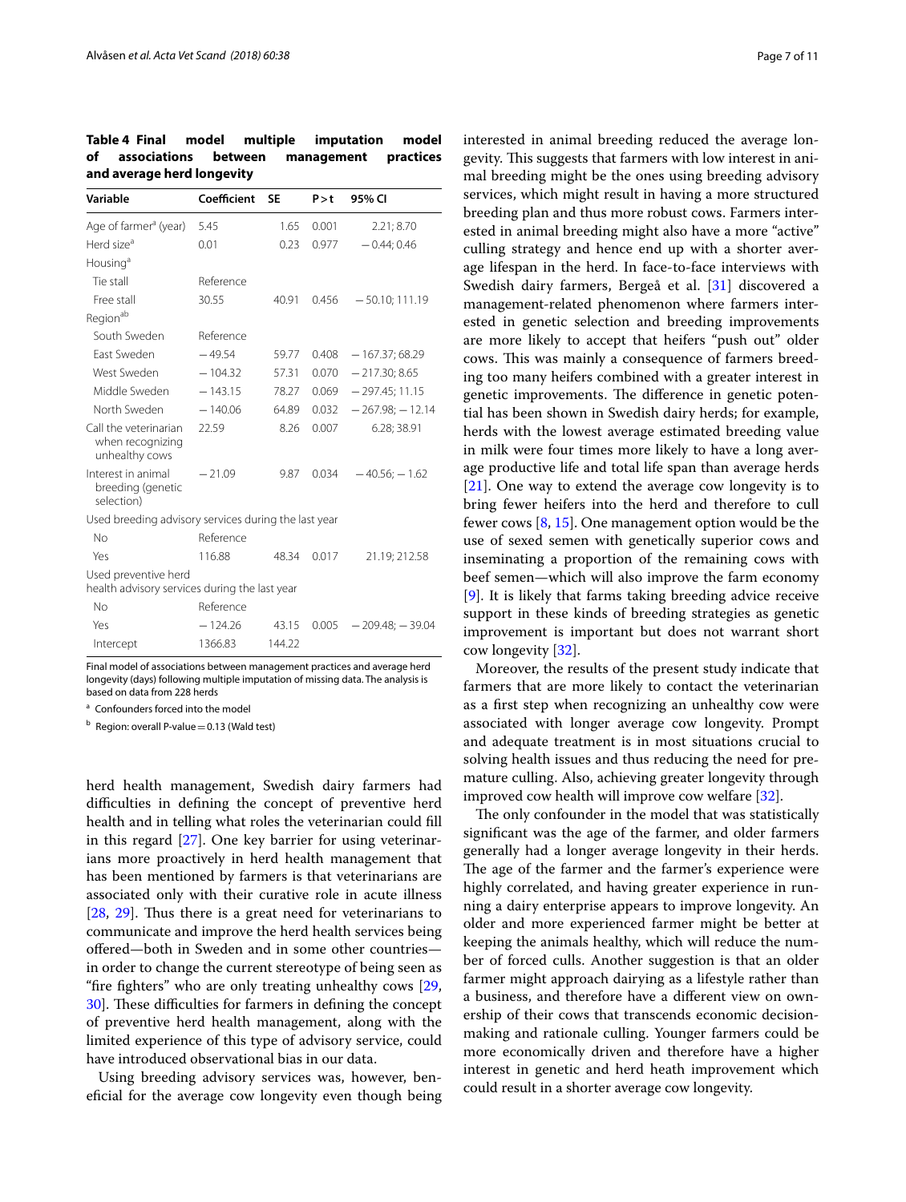**Table 4 Final model multiple imputation model of associations between management practices and average herd longevity**

| Variable | Coefficient | SE | P > t | 95% CI |
|---|---|---|---|---|
| Age of farmer[a] (year) | 5.45 | 1.65 | 0.001 | 2.21; 8.70 |
| Herd size[a] | 0.01 | 0.23 | 0.977 | − 0.44; 0.46 |
| Housing[a] | | | | |
| Tie stall | Reference | | | |
| Free stall | 30.55 | 40.91 | 0.456 | − 50.10; 111.19 |
| Region[ab] | | | | |
| South Sweden | Reference | | | |
| East Sweden | − 49.54 | 59.77 | 0.408 | − 167.37; 68.29 |
| West Sweden | − 104.32 | 57.31 | 0.070 | − 217.30; 8.65 |
| Middle Sweden | − 143.15 | 78.27 | 0.069 | − 297.45; 11.15 |
| North Sweden | − 140.06 | 64.89 | 0.032 | − 267.98; − 12.14 |
| Call the veterinarian when recognizing unhealthy cows | 22.59 | 8.26 | 0.007 | 6.28; 38.91 |
| Interest in animal breeding (genetic selection) | − 21.09 | 9.87 | 0.034 | − 40.56; − 1.62 |
| Used breeding advisory services during the last year | | | | |
| No | Reference | | | |
| Yes | 116.88 | 48.34 | 0.017 | 21.19; 212.58 |
| Used preventive herd health advisory services during the last year | | | | |
| No | Reference | | | |
| Yes | − 124.26 | 43.15 | 0.005 | − 209.48; − 39.04 |
| Intercept | 1366.83 | 144.22 | | |

Final model of associations between management practices and average herd longevity (days) following multiple imputation of missing data. The analysis is based on data from 228 herds

[a] Confounders forced into the model

[b] Region: overall P-value = 0.13 (Wald test)

herd health management, Swedish dairy farmers had difficulties in defining the concept of preventive herd health and in telling what roles the veterinarian could fill in this regard [27]. One key barrier for using veterinarians more proactively in herd health management that has been mentioned by farmers is that veterinarians are associated only with their curative role in acute illness [28, 29]. Thus there is a great need for veterinarians to communicate and improve the herd health services being offered—both in Sweden and in some other countries—in order to change the current stereotype of being seen as "fire fighters" who are only treating unhealthy cows [29, 30]. These difficulties for farmers in defining the concept of preventive herd health management, along with the limited experience of this type of advisory service, could have introduced observational bias in our data.

Using breeding advisory services was, however, beneficial for the average cow longevity even though being interested in animal breeding reduced the average longevity. This suggests that farmers with low interest in animal breeding might be the ones using breeding advisory services, which might result in having a more structured breeding plan and thus more robust cows. Farmers interested in animal breeding might also have a more "active" culling strategy and hence end up with a shorter average lifespan in the herd. In face-to-face interviews with Swedish dairy farmers, Bergeå et al. [31] discovered a management-related phenomenon where farmers interested in genetic selection and breeding improvements are more likely to accept that heifers "push out" older cows. This was mainly a consequence of farmers breeding too many heifers combined with a greater interest in genetic improvements. The difference in genetic potential has been shown in Swedish dairy herds; for example, herds with the lowest average estimated breeding value in milk were four times more likely to have a long average productive life and total life span than average herds [21]. One way to extend the average cow longevity is to bring fewer heifers into the herd and therefore to cull fewer cows [8, 15]. One management option would be the use of sexed semen with genetically superior cows and inseminating a proportion of the remaining cows with beef semen—which will also improve the farm economy [9]. It is likely that farms taking breeding advice receive support in these kinds of breeding strategies as genetic improvement is important but does not warrant short cow longevity [32].

Moreover, the results of the present study indicate that farmers that are more likely to contact the veterinarian as a first step when recognizing an unhealthy cow were associated with longer average cow longevity. Prompt and adequate treatment is in most situations crucial to solving health issues and thus reducing the need for premature culling. Also, achieving greater longevity through improved cow health will improve cow welfare [32].

The only confounder in the model that was statistically significant was the age of the farmer, and older farmers generally had a longer average longevity in their herds. The age of the farmer and the farmer's experience were highly correlated, and having greater experience in running a dairy enterprise appears to improve longevity. An older and more experienced farmer might be better at keeping the animals healthy, which will reduce the number of forced culls. Another suggestion is that an older farmer might approach dairying as a lifestyle rather than a business, and therefore have a different view on ownership of their cows that transcends economic decision-making and rationale culling. Younger farmers could be more economically driven and therefore have a higher interest in genetic and herd heath improvement which could result in a shorter average cow longevity.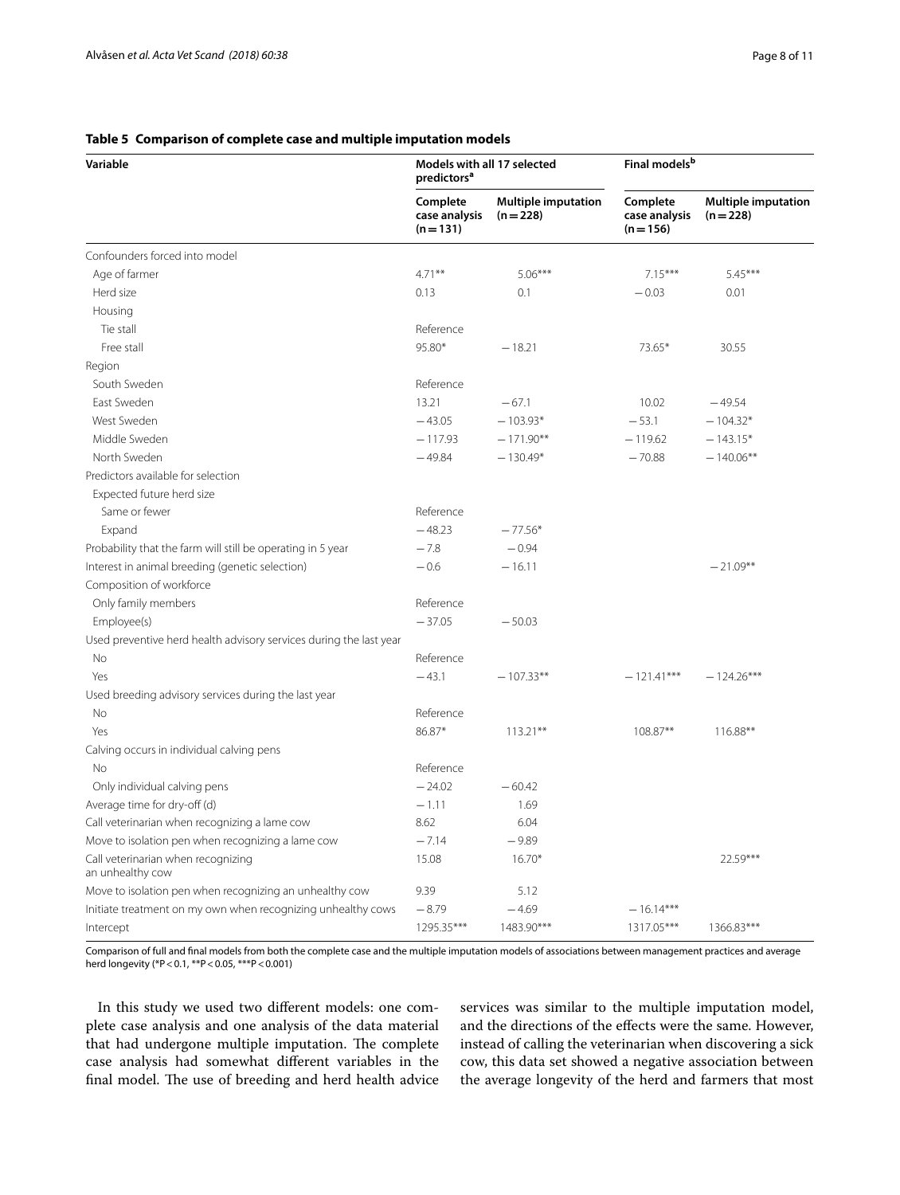**Table 5 Comparison of complete case and multiple imputation models**

| Variable | Models with all 17 selected predictors[a] | | Final models[b] | |
|---|---|---|---|---|
| | Complete case analysis (n = 131) | Multiple imputation (n = 228) | Complete case analysis (n = 156) | Multiple imputation (n = 228) |
| Confounders forced into model | | | | |
| Age of farmer | 4.71** | 5.06*** | 7.15*** | 5.45*** |
| Herd size | 0.13 | 0.1 | −0.03 | 0.01 |
| Housing | | | | |
| Tie stall | Reference | | | |
| Free stall | 95.80* | −18.21 | 73.65* | 30.55 |
| Region | | | | |
| South Sweden | Reference | | | |
| East Sweden | 13.21 | −67.1 | 10.02 | −49.54 |
| West Sweden | −43.05 | −103.93* | −53.1 | −104.32* |
| Middle Sweden | −117.93 | −171.90** | −119.62 | −143.15* |
| North Sweden | −49.84 | −130.49* | −70.88 | −140.06** |
| Predictors available for selection | | | | |
| Expected future herd size | | | | |
| Same or fewer | Reference | | | |
| Expand | −48.23 | −77.56* | | |
| Probability that the farm will still be operating in 5 year | −7.8 | −0.94 | | |
| Interest in animal breeding (genetic selection) | −0.6 | −16.11 | | −21.09** |
| Composition of workforce | | | | |
| Only family members | Reference | | | |
| Employee(s) | −37.05 | −50.03 | | |
| Used preventive herd health advisory services during the last year | | | | |
| No | Reference | | | |
| Yes | −43.1 | −107.33** | −121.41*** | −124.26*** |
| Used breeding advisory services during the last year | | | | |
| No | Reference | | | |
| Yes | 86.87* | 113.21** | 108.87** | 116.88** |
| Calving occurs in individual calving pens | | | | |
| No | Reference | | | |
| Only individual calving pens | −24.02 | −60.42 | | |
| Average time for dry-off (d) | −1.11 | 1.69 | | |
| Call veterinarian when recognizing a lame cow | 8.62 | 6.04 | | |
| Move to isolation pen when recognizing a lame cow | −7.14 | −9.89 | | |
| Call veterinarian when recognizing an unhealthy cow | 15.08 | 16.70* | | 22.59*** |
| Move to isolation pen when recognizing an unhealthy cow | 9.39 | 5.12 | | |
| Initiate treatment on my own when recognizing unhealthy cows | −8.79 | −4.69 | −16.14*** | |
| Intercept | 1295.35*** | 1483.90*** | 1317.05*** | 1366.83*** |

Comparison of full and final models from both the complete case and the multiple imputation models of associations between management practices and average herd longevity (*P < 0.1, **P < 0.05, ***P < 0.001)

In this study we used two different models: one complete case analysis and one analysis of the data material that had undergone multiple imputation. The complete case analysis had somewhat different variables in the final model. The use of breeding and herd health advice services was similar to the multiple imputation model, and the directions of the effects were the same. However, instead of calling the veterinarian when discovering a sick cow, this data set showed a negative association between the average longevity of the herd and farmers that most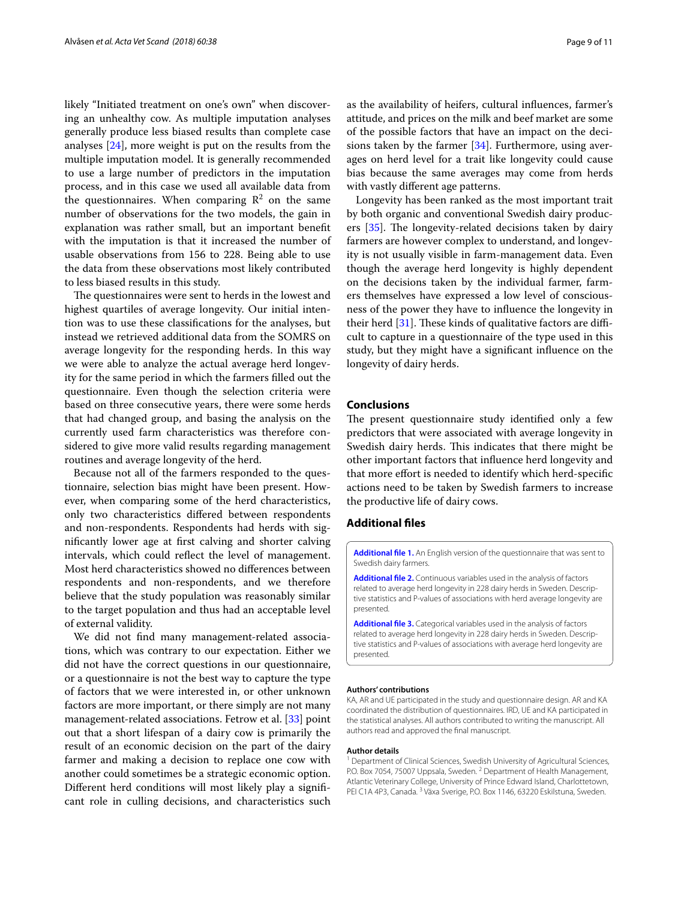likely "Initiated treatment on one's own" when discovering an unhealthy cow. As multiple imputation analyses generally produce less biased results than complete case analyses [24], more weight is put on the results from the multiple imputation model. It is generally recommended to use a large number of predictors in the imputation process, and in this case we used all available data from the questionnaires. When comparing $R^2$ on the same number of observations for the two models, the gain in explanation was rather small, but an important benefit with the imputation is that it increased the number of usable observations from 156 to 228. Being able to use the data from these observations most likely contributed to less biased results in this study.

The questionnaires were sent to herds in the lowest and highest quartiles of average longevity. Our initial intention was to use these classifications for the analyses, but instead we retrieved additional data from the SOMRS on average longevity for the responding herds. In this way we were able to analyze the actual average herd longevity for the same period in which the farmers filled out the questionnaire. Even though the selection criteria were based on three consecutive years, there were some herds that had changed group, and basing the analysis on the currently used farm characteristics was therefore considered to give more valid results regarding management routines and average longevity of the herd.

Because not all of the farmers responded to the questionnaire, selection bias might have been present. However, when comparing some of the herd characteristics, only two characteristics differed between respondents and non-respondents. Respondents had herds with significantly lower age at first calving and shorter calving intervals, which could reflect the level of management. Most herd characteristics showed no differences between respondents and non-respondents, and we therefore believe that the study population was reasonably similar to the target population and thus had an acceptable level of external validity.

We did not find many management-related associations, which was contrary to our expectation. Either we did not have the correct questions in our questionnaire, or a questionnaire is not the best way to capture the type of factors that we were interested in, or other unknown factors are more important, or there simply are not many management-related associations. Fetrow et al. [33] point out that a short lifespan of a dairy cow is primarily the result of an economic decision on the part of the dairy farmer and making a decision to replace one cow with another could sometimes be a strategic economic option. Different herd conditions will most likely play a significant role in culling decisions, and characteristics such as the availability of heifers, cultural influences, farmer's attitude, and prices on the milk and beef market are some of the possible factors that have an impact on the decisions taken by the farmer [34]. Furthermore, using averages on herd level for a trait like longevity could cause bias because the same averages may come from herds with vastly different age patterns.

Longevity has been ranked as the most important trait by both organic and conventional Swedish dairy producers [35]. The longevity-related decisions taken by dairy farmers are however complex to understand, and longevity is not usually visible in farm-management data. Even though the average herd longevity is highly dependent on the decisions taken by the individual farmer, farmers themselves have expressed a low level of consciousness of the power they have to influence the longevity in their herd [31]. These kinds of qualitative factors are difficult to capture in a questionnaire of the type used in this study, but they might have a significant influence on the longevity of dairy herds.

## Conclusions

The present questionnaire study identified only a few predictors that were associated with average longevity in Swedish dairy herds. This indicates that there might be other important factors that influence herd longevity and that more effort is needed to identify which herd-specific actions need to be taken by Swedish farmers to increase the productive life of dairy cows.

## Additional files

**Additional file 1.** An English version of the questionnaire that was sent to Swedish dairy farmers.

**Additional file 2.** Continuous variables used in the analysis of factors related to average herd longevity in 228 dairy herds in Sweden. Descriptive statistics and P-values of associations with herd average longevity are presented.

**Additional file 3.** Categorical variables used in the analysis of factors related to average herd longevity in 228 dairy herds in Sweden. Descriptive statistics and P-values of associations with average herd longevity are presented.

#### Authors' contributions

KA, AR and UE participated in the study and questionnaire design. AR and KA coordinated the distribution of questionnaires. IRD, UE and KA participated in the statistical analyses. All authors contributed to writing the manuscript. All authors read and approved the final manuscript.

#### Author details

[1] Department of Clinical Sciences, Swedish University of Agricultural Sciences, P.O. Box 7054, 75007 Uppsala, Sweden. [2] Department of Health Management, Atlantic Veterinary College, University of Prince Edward Island, Charlottetown, PEI C1A 4P3, Canada. [3] Växa Sverige, P.O. Box 1146, 63220 Eskilstuna, Sweden.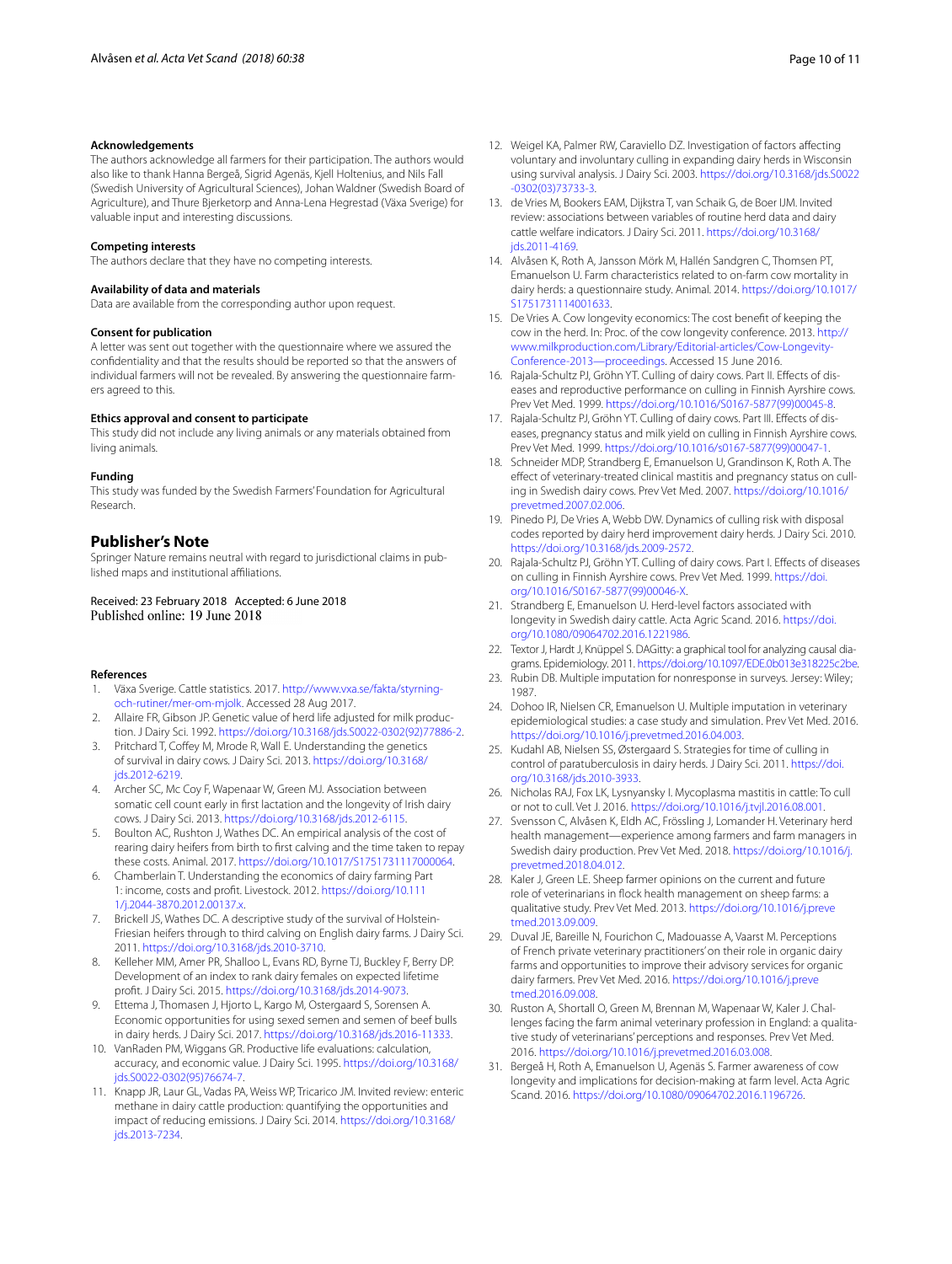**Acknowledgements**

The authors acknowledge all farmers for their participation. The authors would also like to thank Hanna Bergeå, Sigrid Agenäs, Kjell Holtenius, and Nils Fall (Swedish University of Agricultural Sciences), Johan Waldner (Swedish Board of Agriculture), and Thure Bjerketorp and Anna-Lena Hegrestad (Växa Sverige) for valuable input and interesting discussions.

**Competing interests**

The authors declare that they have no competing interests.

**Availability of data and materials**

Data are available from the corresponding author upon request.

**Consent for publication**

A letter was sent out together with the questionnaire where we assured the confidentiality and that the results should be reported so that the answers of individual farmers will not be revealed. By answering the questionnaire farmers agreed to this.

**Ethics approval and consent to participate**

This study did not include any living animals or any materials obtained from living animals.

**Funding**

This study was funded by the Swedish Farmers' Foundation for Agricultural Research.

## Publisher's Note

Springer Nature remains neutral with regard to jurisdictional claims in published maps and institutional affiliations.

Received: 23 February 2018 Accepted: 6 June 2018
Published online: 19 June 2018

**References**

1. Växa Sverige. Cattle statistics. 2017. http://www.vxa.se/fakta/styrning-och-rutiner/mer-om-mjolk. Accessed 28 Aug 2017.
2. Allaire FR, Gibson JP. Genetic value of herd life adjusted for milk production. J Dairy Sci. 1992. https://doi.org/10.3168/jds.S0022-0302(92)77886-2.
3. Pritchard T, Coffey M, Mrode R, Wall E. Understanding the genetics of survival in dairy cows. J Dairy Sci. 2013. https://doi.org/10.3168/jds.2012-6219.
4. Archer SC, Mc Coy F, Wapenaar W, Green MJ. Association between somatic cell count early in first lactation and the longevity of Irish dairy cows. J Dairy Sci. 2013. https://doi.org/10.3168/jds.2012-6115.
5. Boulton AC, Rushton J, Wathes DC. An empirical analysis of the cost of rearing dairy heifers from birth to first calving and the time taken to repay these costs. Animal. 2017. https://doi.org/10.1017/S1751731117000064.
6. Chamberlain T. Understanding the economics of dairy farming Part 1: income, costs and profit. Livestock. 2012. https://doi.org/10.1111/j.2044-3870.2012.00137.x.
7. Brickell JS, Wathes DC. A descriptive study of the survival of Holstein-Friesian heifers through to third calving on English dairy farms. J Dairy Sci. 2011. https://doi.org/10.3168/jds.2010-3710.
8. Kelleher MM, Amer PR, Shalloo L, Evans RD, Byrne TJ, Buckley F, Berry DP. Development of an index to rank dairy females on expected lifetime profit. J Dairy Sci. 2015. https://doi.org/10.3168/jds.2014-9073.
9. Ettema J, Thomasen J, Hjorto L, Kargo M, Ostergaard S, Sorensen A. Economic opportunities for using sexed semen and semen of beef bulls in dairy herds. J Dairy Sci. 2017. https://doi.org/10.3168/jds.2016-11333.
10. VanRaden PM, Wiggans GR. Productive life evaluations: calculation, accuracy, and economic value. J Dairy Sci. 1995. https://doi.org/10.3168/jds.S0022-0302(95)76674-7.
11. Knapp JR, Laur GL, Vadas PA, Weiss WP, Tricarico JM. Invited review: enteric methane in dairy cattle production: quantifying the opportunities and impact of reducing emissions. J Dairy Sci. 2014. https://doi.org/10.3168/jds.2013-7234.
12. Weigel KA, Palmer RW, Caraviello DZ. Investigation of factors affecting voluntary and involuntary culling in expanding dairy herds in Wisconsin using survival analysis. J Dairy Sci. 2003. https://doi.org/10.3168/jds.S0022-0302(03)73733-3.
13. de Vries M, Bookers EAM, Dijkstra T, van Schaik G, de Boer IJM. Invited review: associations between variables of routine herd data and dairy cattle welfare indicators. J Dairy Sci. 2011. https://doi.org/10.3168/jds.2011-4169.
14. Alvåsen K, Roth A, Jansson Mörk M, Hallén Sandgren C, Thomsen PT, Emanuelson U. Farm characteristics related to on-farm cow mortality in dairy herds: a questionnaire study. Animal. 2014. https://doi.org/10.1017/S1751731114001633.
15. De Vries A. Cow longevity economics: The cost benefit of keeping the cow in the herd. In: Proc. of the cow longevity conference. 2013. http://www.milkproduction.com/Library/Editorial-articles/Cow-Longevity-Conference-2013—proceedings. Accessed 15 June 2016.
16. Rajala-Schultz PJ, Gröhn YT. Culling of dairy cows. Part II. Effects of diseases and reproductive performance on culling in Finnish Ayrshire cows. Prev Vet Med. 1999. https://doi.org/10.1016/S0167-5877(99)00045-8.
17. Rajala-Schultz PJ, Gröhn YT. Culling of dairy cows. Part III. Effects of diseases, pregnancy status and milk yield on culling in Finnish Ayrshire cows. Prev Vet Med. 1999. https://doi.org/10.1016/s0167-5877(99)00047-1.
18. Schneider MDP, Strandberg E, Emanuelson U, Grandinson K, Roth A. The effect of veterinary-treated clinical mastitis and pregnancy status on culling in Swedish dairy cows. Prev Vet Med. 2007. https://doi.org/10.1016/prevetmed.2007.02.006.
19. Pinedo PJ, De Vries A, Webb DW. Dynamics of culling risk with disposal codes reported by dairy herd improvement dairy herds. J Dairy Sci. 2010. https://doi.org/10.3168/jds.2009-2572.
20. Rajala-Schultz PJ, Gröhn YT. Culling of dairy cows. Part I. Effects of diseases on culling in Finnish Ayrshire cows. Prev Vet Med. 1999. https://doi.org/10.1016/S0167-5877(99)00046-X.
21. Strandberg E, Emanuelson U. Herd-level factors associated with longevity in Swedish dairy cattle. Acta Agric Scand. 2016. https://doi.org/10.1080/09064702.2016.1221986.
22. Textor J, Hardt J, Knüppel S. DAGitty: a graphical tool for analyzing causal diagrams. Epidemiology. 2011. https://doi.org/10.1097/EDE.0b013e318225c2be.
23. Rubin DB. Multiple imputation for nonresponse in surveys. Jersey: Wiley; 1987.
24. Dohoo IR, Nielsen CR, Emanuelson U. Multiple imputation in veterinary epidemiological studies: a case study and simulation. Prev Vet Med. 2016. https://doi.org/10.1016/j.prevetmed.2016.04.003.
25. Kudahl AB, Nielsen SS, Østergaard S. Strategies for time of culling in control of paratuberculosis in dairy herds. J Dairy Sci. 2011. https://doi.org/10.3168/jds.2010-3933.
26. Nicholas RAJ, Fox LK, Lysnyansky I. Mycoplasma mastitis in cattle: To cull or not to cull. Vet J. 2016. https://doi.org/10.1016/j.tvjl.2016.08.001.
27. Svensson C, Alvåsen K, Eldh AC, Frössling J, Lomander H. Veterinary herd health management—experience among farmers and farm managers in Swedish dairy production. Prev Vet Med. 2018. https://doi.org/10.1016/j.prevetmed.2018.04.012.
28. Kaler J, Green LE. Sheep farmer opinions on the current and future role of veterinarians in flock health management on sheep farms: a qualitative study. Prev Vet Med. 2013. https://doi.org/10.1016/j.prevetmed.2013.09.009.
29. Duval JE, Bareille N, Fourichon C, Madouasse A, Vaarst M. Perceptions of French private veterinary practitioners' on their role in organic dairy farms and opportunities to improve their advisory services for organic dairy farmers. Prev Vet Med. 2016. https://doi.org/10.1016/j.prevetmed.2016.09.008.
30. Ruston A, Shortall O, Green M, Brennan M, Wapenaar W, Kaler J. Challenges facing the farm animal veterinary profession in England: a qualitative study of veterinarians' perceptions and responses. Prev Vet Med. 2016. https://doi.org/10.1016/j.prevetmed.2016.03.008.
31. Bergeå H, Roth A, Emanuelson U, Agenäs S. Farmer awareness of cow longevity and implications for decision-making at farm level. Acta Agric Scand. 2016. https://doi.org/10.1080/09064702.2016.1196726.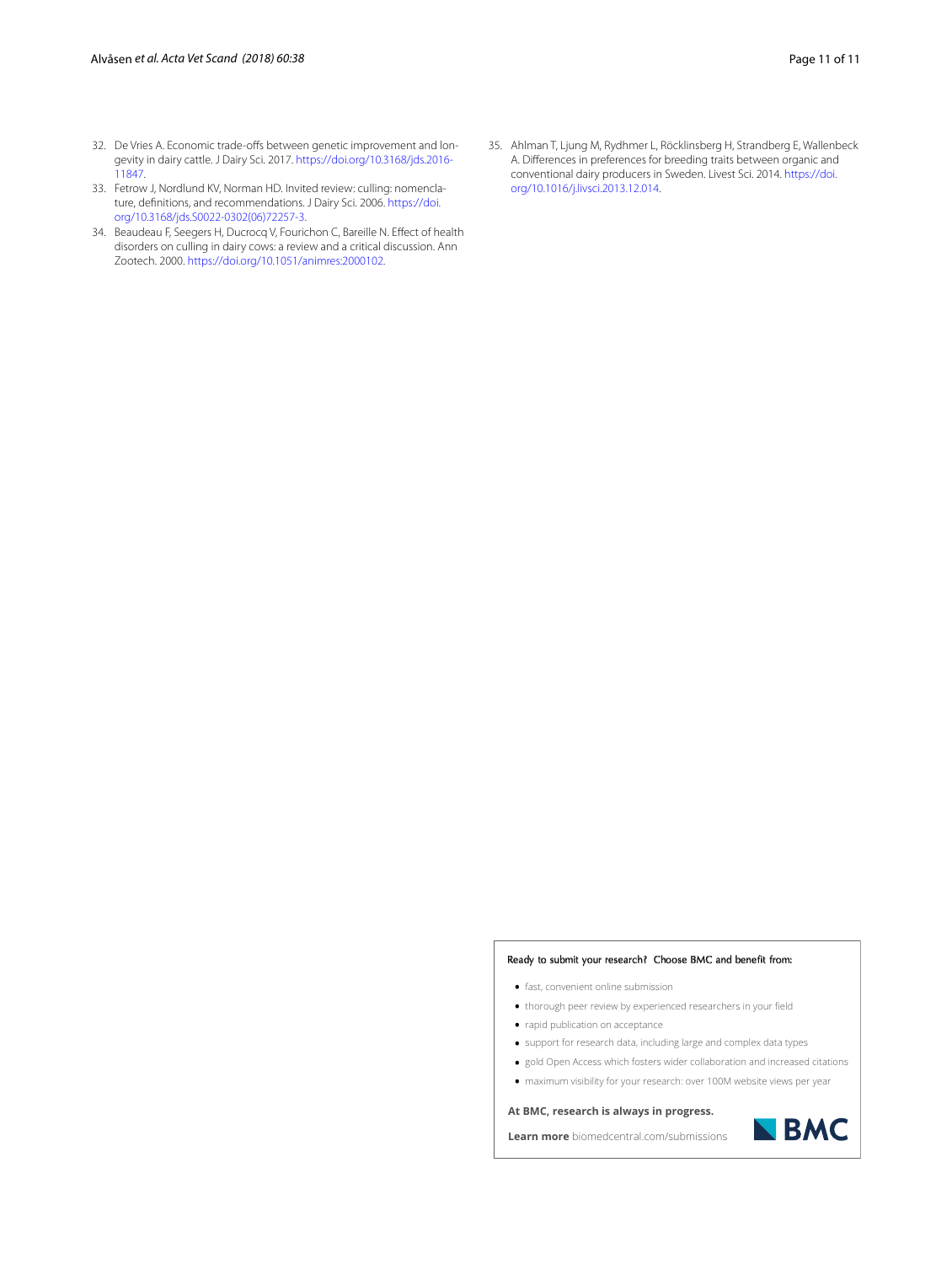32. De Vries A. Economic trade-offs between genetic improvement and longevity in dairy cattle. J Dairy Sci. 2017. https://doi.org/10.3168/jds.2016-11847.
33. Fetrow J, Nordlund KV, Norman HD. Invited review: culling: nomenclature, definitions, and recommendations. J Dairy Sci. 2006. https://doi.org/10.3168/jds.S0022-0302(06)72257-3.
34. Beaudeau F, Seegers H, Ducrocq V, Fourichon C, Bareille N. Effect of health disorders on culling in dairy cows: a review and a critical discussion. Ann Zootech. 2000. https://doi.org/10.1051/animres:2000102.
35. Ahlman T, Ljung M, Rydhmer L, Röcklinsberg H, Strandberg E, Wallenbeck A. Differences in preferences for breeding traits between organic and conventional dairy producers in Sweden. Livest Sci. 2014. https://doi.org/10.1016/j.livsci.2013.12.014.

Ready to submit your research? Choose BMC and benefit from:

- fast, convenient online submission
- thorough peer review by experienced researchers in your field
- rapid publication on acceptance
- support for research data, including large and complex data types
- gold Open Access which fosters wider collaboration and increased citations
- maximum visibility for your research: over 100M website views per year

**At BMC, research is always in progress.**

**Learn more** biomedcentral.com/submissions

BMC